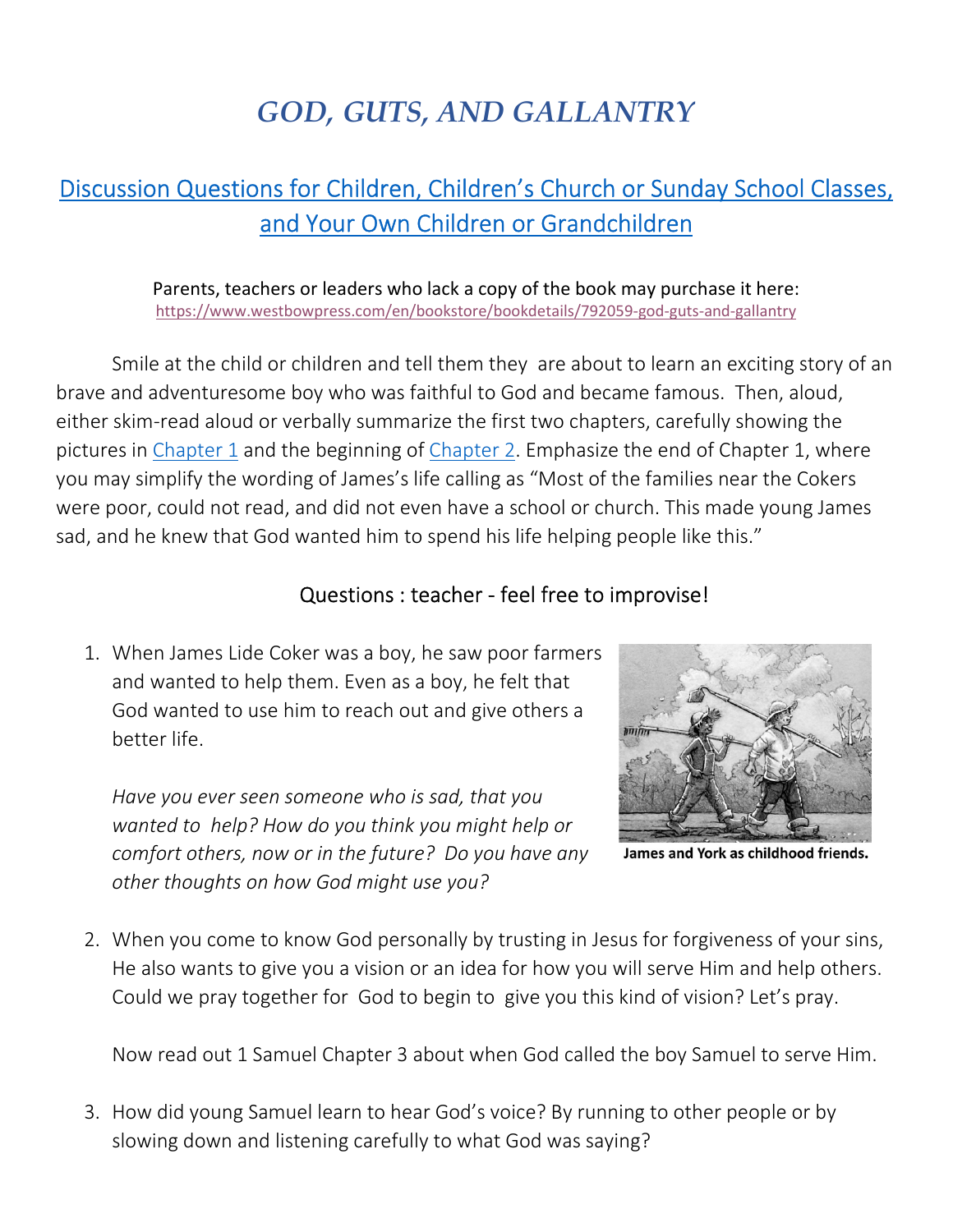# *GOD, GUTS, AND GALLANTRY*

## Discussion Questions for Children, Children's Church or Sunday School Classes, and Your Own Children or Grandchildren

Parents, teachers or leaders who lack a copy of the book may purchase it here:
https://www.westbowpress.com/en/bookstore/bookdetails/792059-god-guts-and-gallantry

Smile at the child or children and tell them they are about to learn an exciting story of an brave and adventuresome boy who was faithful to God and became famous. Then, aloud, either skim-read aloud or verbally summarize the first two chapters, carefully showing the pictures in Chapter 1 and the beginning of Chapter 2. Emphasize the end of Chapter 1, where you may simplify the wording of James's life calling as "Most of the families near the Cokers were poor, could not read, and did not even have a school or church. This made young James sad, and he knew that God wanted him to spend his life helping people like this."

### Questions : teacher - feel free to improvise!

1. When James Lide Coker was a boy, he saw poor farmers and wanted to help them. Even as a boy, he felt that God wanted to use him to reach out and give others a better life.

   *Have you ever seen someone who is sad, that you wanted to help? How do you think you might help or comfort others, now or in the future? Do you have any other thoughts on how God might use you?*

   **James and York as childhood friends.**

2. When you come to know God personally by trusting in Jesus for forgiveness of your sins, He also wants to give you a vision or an idea for how you will serve Him and help others. Could we pray together for God to begin to give you this kind of vision? Let's pray.

   Now read out 1 Samuel Chapter 3 about when God called the boy Samuel to serve Him.

3. How did young Samuel learn to hear God's voice? By running to other people or by slowing down and listening carefully to what God was saying?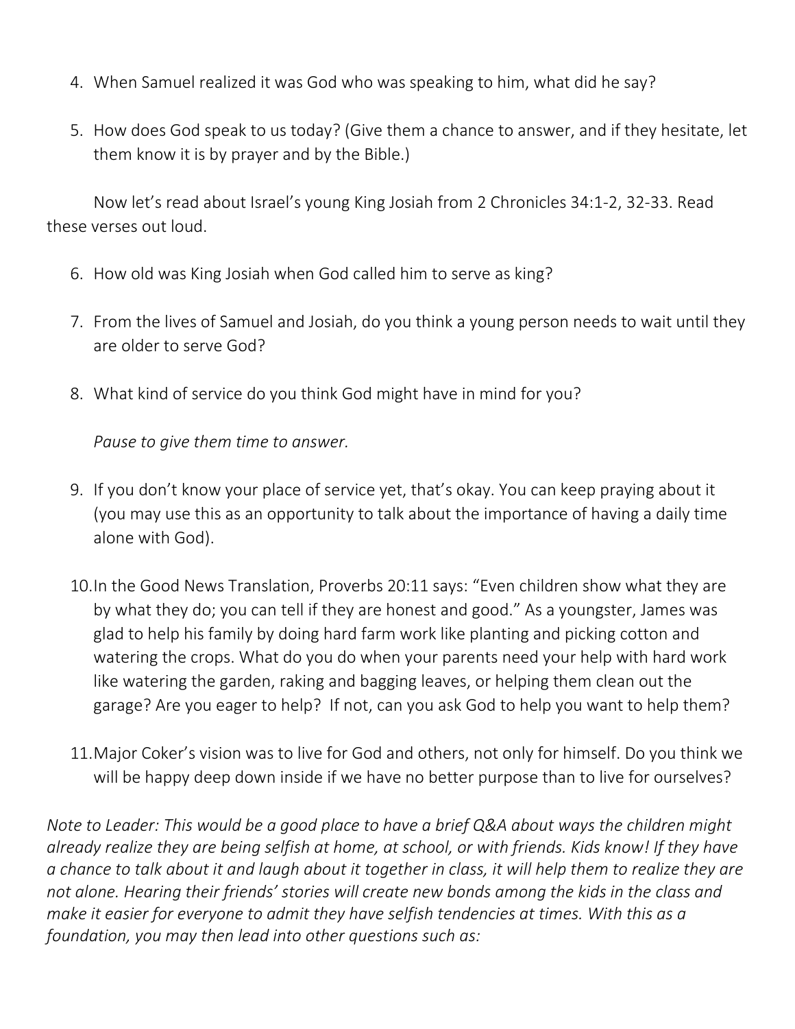4. When Samuel realized it was God who was speaking to him, what did he say?

5. How does God speak to us today? (Give them a chance to answer, and if they hesitate, let them know it is by prayer and by the Bible.)

Now let's read about Israel's young King Josiah from 2 Chronicles 34:1-2, 32-33. Read these verses out loud.

6. How old was King Josiah when God called him to serve as king?

7. From the lives of Samuel and Josiah, do you think a young person needs to wait until they are older to serve God?

8. What kind of service do you think God might have in mind for you?

   *Pause to give them time to answer.*

9. If you don't know your place of service yet, that's okay. You can keep praying about it (you may use this as an opportunity to talk about the importance of having a daily time alone with God).

10. In the Good News Translation, Proverbs 20:11 says: "Even children show what they are by what they do; you can tell if they are honest and good." As a youngster, James was glad to help his family by doing hard farm work like planting and picking cotton and watering the crops. What do you do when your parents need your help with hard work like watering the garden, raking and bagging leaves, or helping them clean out the garage? Are you eager to help? If not, can you ask God to help you want to help them?

11. Major Coker's vision was to live for God and others, not only for himself. Do you think we will be happy deep down inside if we have no better purpose than to live for ourselves?

*Note to Leader: This would be a good place to have a brief Q&A about ways the children might already realize they are being selfish at home, at school, or with friends. Kids know! If they have a chance to talk about it and laugh about it together in class, it will help them to realize they are not alone. Hearing their friends' stories will create new bonds among the kids in the class and make it easier for everyone to admit they have selfish tendencies at times. With this as a foundation, you may then lead into other questions such as:*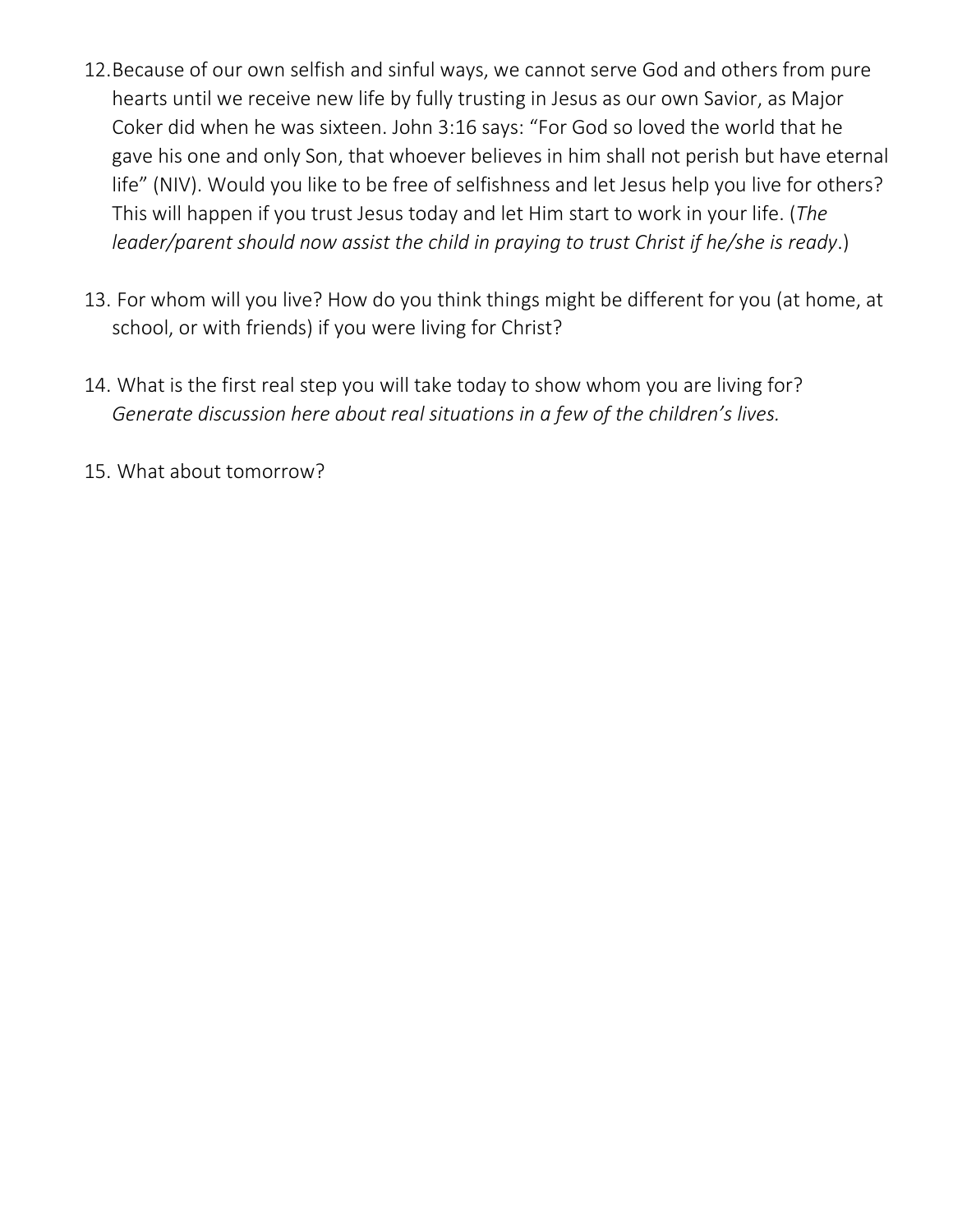12. Because of our own selfish and sinful ways, we cannot serve God and others from pure hearts until we receive new life by fully trusting in Jesus as our own Savior, as Major Coker did when he was sixteen. John 3:16 says: "For God so loved the world that he gave his one and only Son, that whoever believes in him shall not perish but have eternal life" (NIV). Would you like to be free of selfishness and let Jesus help you live for others? This will happen if you trust Jesus today and let Him start to work in your life. (*The leader/parent should now assist the child in praying to trust Christ if he/she is ready*.)

13. For whom will you live? How do you think things might be different for you (at home, at school, or with friends) if you were living for Christ?

14. What is the first real step you will take today to show whom you are living for? *Generate discussion here about real situations in a few of the children's lives.*

15. What about tomorrow?